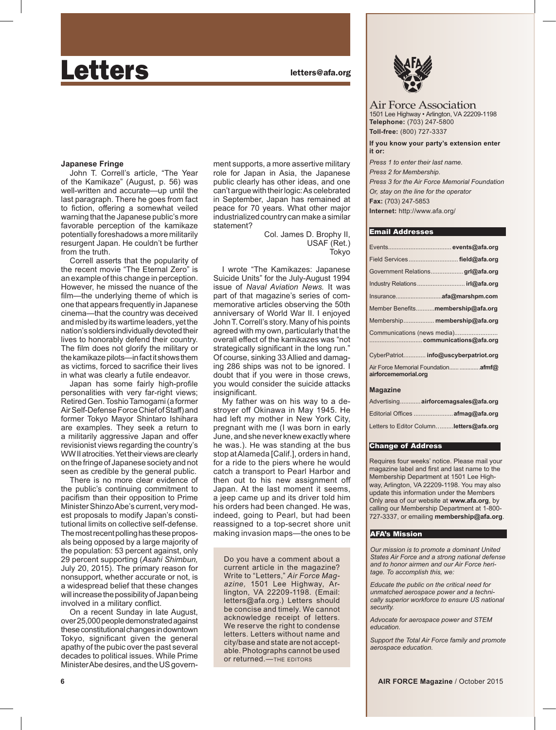# Letters

letters@afa.org

### Japanese Fringe

John T. Correll's article, "The Year of the Kamikaze" (August, p. 56) was well-written and accurate—up until the last paragraph. There he goes from fact to fiction, offering a somewhat veiled warning that the Japanese public's more favorable perception of the kamikaze potentially foreshadows a more militarily resurgent Japan. He couldn't be further from the truth.

Correll asserts that the popularity of the recent movie "The Eternal Zero" is an example of this change in perception. However, he missed the nuance of the film—the underlying theme of which is one that appears frequently in Japanese cinema—that the country was deceived and misled by its wartime leaders, yet the nation's soldiers individually devoted their lives to honorably defend their country. The film does not glorify the military or the kamikaze pilots—in fact it shows them as victims, forced to sacrifice their lives in what was clearly a futile endeavor.

Japan has some fairly high-profile personalities with very far-right views; Retired Gen. Toshio Tamogami (a former Air Self-Defense Force Chief of Staff) and former Tokyo Mayor Shintaro Ishihara are examples. They seek a return to a militarily aggressive Japan and offer revisionist views regarding the country's WW II atrocities. Yet their views are clearly on the fringe of Japanese society and not seen as credible by the general public.

There is no more clear evidence of the public's continuing commitment to pacifism than their opposition to Prime Minister Shinzo Abe's current, very modest proposals to modify Japan's constitutional limits on collective self-defense. The most recent polling has these proposals being opposed by a large majority of the population: 53 percent against, only 29 percent supporting (*Asahi Shimbun,* July 20, 2015). The primary reason for nonsupport, whether accurate or not, is a widespread belief that these changes will increase the possibility of Japan being involved in a military conflict.

On a recent Sunday in late August, over 25,000 people demonstrated against these constitutional changes in downtown Tokyo, significant given the general apathy of the pubic over the past several decades to political issues. While Prime Minister Abe desires, and the US government supports, a more assertive military role for Japan in Asia, the Japanese public clearly has other ideas, and one can't argue with their logic: As celebrated in September, Japan has remained at peace for 70 years. What other major industrialized country can make a similar statement?

Col. James D. Brophy II,
USAF (Ret.)
Tokyo

I wrote "The Kamikazes: Japanese Suicide Units" for the July-August 1994 issue of *Naval Aviation News.* It was part of that magazine's series of commemorative articles observing the 50th anniversary of World War II. I enjoyed John T. Correll's story. Many of his points agreed with my own, particularly that the overall effect of the kamikazes was "not strategically significant in the long run." Of course, sinking 33 Allied and damaging 286 ships was not to be ignored. I doubt that if you were in those crews, you would consider the suicide attacks insignificant.

My father was on his way to a destroyer off Okinawa in May 1945. He had left my mother in New York City, pregnant with me (I was born in early June, and she never knew exactly where he was.). He was standing at the bus stop at Alameda [Calif.], orders in hand, for a ride to the piers where he would catch a transport to Pearl Harbor and then out to his new assignment off Japan. At the last moment it seems, a jeep came up and its driver told him his orders had been changed. He was, indeed, going to Pearl, but had been reassigned to a top-secret shore unit making invasion maps—the ones to be

Do you have a comment about a current article in the magazine? Write to "Letters," *Air Force Magazine,* 1501 Lee Highway, Arlington, VA 22209-1198. (Email: letters@afa.org.) Letters should be concise and timely. We cannot acknowledge receipt of letters. We reserve the right to condense letters. Letters without name and city/base and state are not acceptable. Photographs cannot be used or returned.—THE EDITORS

---

## Air Force Association

1501 Lee Highway • Arlington, VA 22209-1198
**Telephone:** (703) 247-5800
**Toll-free:** (800) 727-3337

**If you know your party's extension enter it or:**

*Press 1 to enter their last name.*
*Press 2 for Membership.*
*Press 3 for the Air Force Memorial Foundation*
*Or, stay on the line for the operator*

**Fax:** (703) 247-5853
**Internet:** http://www.afa.org/

### Email Addresses

Events .................................... **events@afa.org**
Field Services ............................ **field@afa.org**
Government Relations .................. **grl@afa.org**
Industry Relations ........................... **irl@afa.org**
Insurance ........................... **afa@marshpm.com**
Member Benefits ........... **membership@afa.org**
Membership ................. **membership@afa.org**
Communications (news media) ........................ **communications@afa.org**
CyberPatriot ............. **info@uscyberpatriot.org**
Air Force Memorial Foundation ...... ............ **afmf@airforcememorial.org**

**Magazine**

Advertising ............ **airforcemagsales@afa.org**
Editorial Offices ....................... **afmag@afa.org**
Letters to Editor Column .......... **letters@afa.org**

### Change of Address

Requires four weeks' notice. Please mail your magazine label and first and last name to the Membership Department at 1501 Lee Highway, Arlington, VA 22209-1198. You may also update this information under the Members Only area of our website at **www.afa.org**, by calling our Membership Department at 1-800-727-3337, or emailing **membership@afa.org**.

### AFA's Mission

*Our mission is to promote a dominant United States Air Force and a strong national defense and to honor airmen and our Air Force heritage. To accomplish this, we:*

*Educate the public on the critical need for unmatched aerospace power and a technically superior workforce to ensure US national security.*

*Advocate for aerospace power and STEM education.*

*Support the Total Air Force family and promote aerospace education.*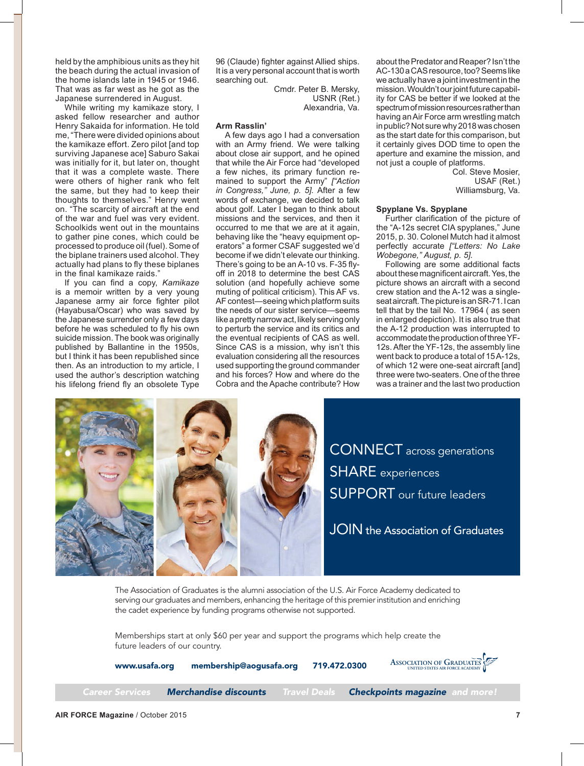held by the amphibious units as they hit the beach during the actual invasion of the home islands late in 1945 or 1946. That was as far west as he got as the Japanese surrendered in August.

While writing my kamikaze story, I asked fellow researcher and author Henry Sakaida for information. He told me, "There were divided opinions about the kamikaze effort. Zero pilot [and top surviving Japanese ace] Saburo Sakai was initially for it, but later on, thought that it was a complete waste. There were others of higher rank who felt the same, but they had to keep their thoughts to themselves." Henry went on. "The scarcity of aircraft at the end of the war and fuel was very evident. Schoolkids went out in the mountains to gather pine cones, which could be processed to produce oil (fuel). Some of the biplane trainers used alcohol. They actually had plans to fly these biplanes in the final kamikaze raids."

If you can find a copy, *Kamikaze* is a memoir written by a very young Japanese army air force fighter pilot (Hayabusa/Oscar) who was saved by the Japanese surrender only a few days before he was scheduled to fly his own suicide mission. The book was originally published by Ballantine in the 1950s, but I think it has been republished since then. As an introduction to my article, I used the author's description watching his lifelong friend fly an obsolete Type 96 (Claude) fighter against Allied ships. It is a very personal account that is worth searching out.

Cmdr. Peter B. Mersky,
USNR (Ret.)
Alexandria, Va.

### Arm Rasslin'

A few days ago I had a conversation with an Army friend. We were talking about close air support, and he opined that while the Air Force had "developed a few niches, its primary function remained to support the Army" *["Action in Congress," June, p. 5]*. After a few words of exchange, we decided to talk about golf. Later I began to think about missions and the services, and then it occurred to me that we are at it again, behaving like the "heavy equipment operators" a former CSAF suggested we'd become if we didn't elevate our thinking. There's going to be an A-10 vs. F-35 fly-off in 2018 to determine the best CAS solution (and hopefully achieve some muting of political criticism). This AF vs. AF contest—seeing which platform suits the needs of our sister service—seems like a pretty narrow act, likely serving only to perturb the service and its critics and the eventual recipients of CAS as well. Since CAS is a mission, why isn't this evaluation considering all the resources used supporting the ground commander and his forces? How and where do the Cobra and the Apache contribute? How about the Predator and Reaper? Isn't the AC-130 a CAS resource, too? Seems like we actually have a joint investment in the mission. Wouldn't our joint future capability for CAS be better if we looked at the spectrum of mission resources rather than having an Air Force arm wrestling match in public? Not sure why 2018 was chosen as the start date for this comparison, but it certainly gives DOD time to open the aperture and examine the mission, and not just a couple of platforms.

Col. Steve Mosier,
USAF (Ret.)
Williamsburg, Va.

### Spyplane Vs. Spyplane

Further clarification of the picture of the "A-12s secret CIA spyplanes," June 2015, p. 30. Colonel Mutch had it almost perfectly accurate *["Letters: No Lake Wobegone," August, p. 5]*.

Following are some additional facts about these magnificent aircraft. Yes, the picture shows an aircraft with a second crew station and the A-12 was a single-seat aircraft. The picture is an SR-71. I can tell that by the tail No. 17964 ( as seen in enlarged depiction). It is also true that the A-12 production was interrupted to accommodate the production of three YF-12s. After the YF-12s, the assembly line went back to produce a total of 15 A-12s, of which 12 were one-seat aircraft [and] three were two-seaters. One of the three was a trainer and the last two production

CONNECT across generations
SHARE experiences
SUPPORT our future leaders

JOIN the Association of Graduates

The Association of Graduates is the alumni association of the U.S. Air Force Academy dedicated to serving our graduates and members, enhancing the heritage of this premier institution and enriching the cadet experience by funding programs otherwise not supported.

Memberships start at only $60 per year and support the programs which help create the future leaders of our country.

www.usafa.org membership@aogusafa.org 719.472.0300

ASSOCIATION OF GRADUATES
UNITED STATES AIR FORCE ACADEMY

Career Services *Merchandise discounts* Travel Deals *Checkpoints magazine* and more!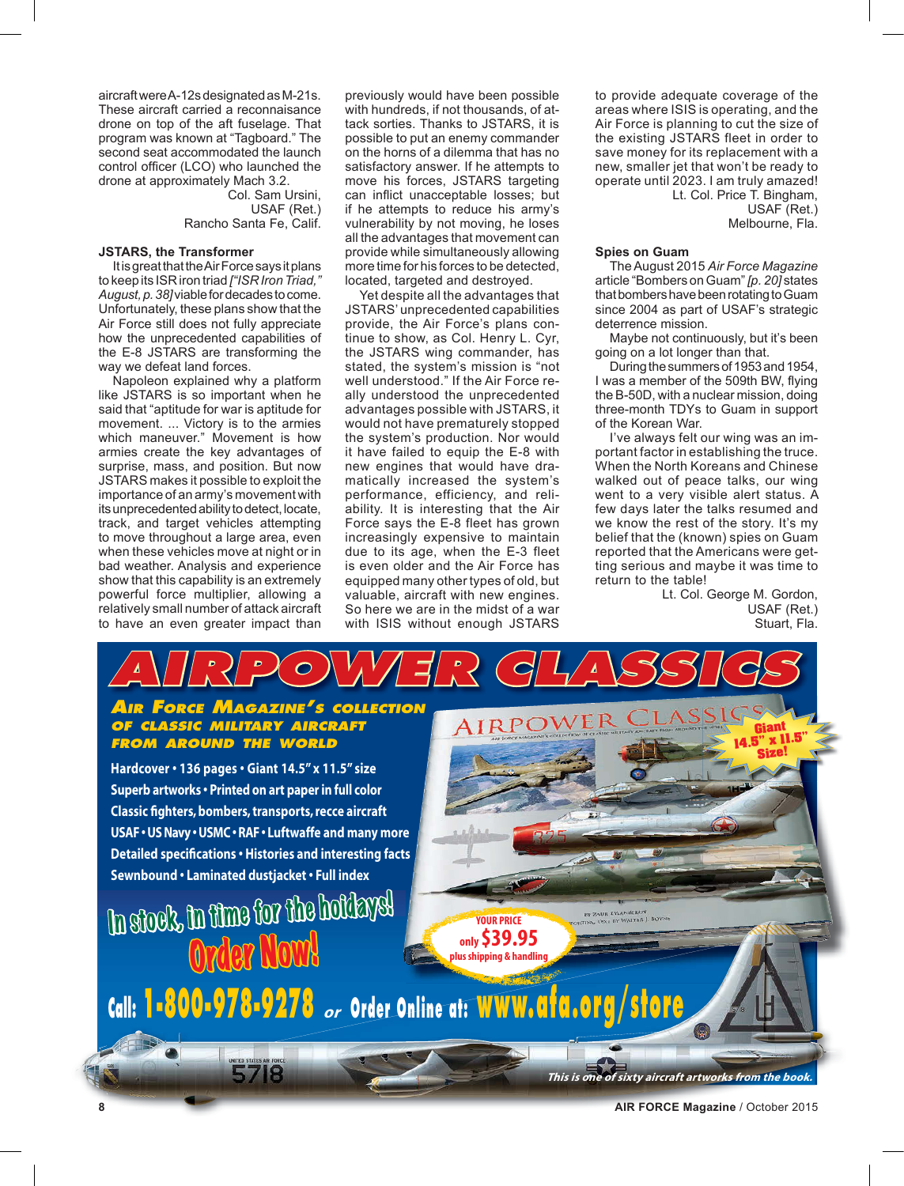aircraft were A-12s designated as M-21s. These aircraft carried a reconnaisance drone on top of the aft fuselage. That program was known at "Tagboard." The second seat accommodated the launch control officer (LCO) who launched the drone at approximately Mach 3.2.

Col. Sam Ursini,
USAF (Ret.)
Rancho Santa Fe, Calif.

**JSTARS, the Transformer**

It is great that the Air Force says it plans to keep its ISR iron triad *["ISR Iron Triad," August, p. 38]* viable for decades to come. Unfortunately, these plans show that the Air Force still does not fully appreciate how the unprecedented capabilities of the E-8 JSTARS are transforming the way we defeat land forces.

Napoleon explained why a platform like JSTARS is so important when he said that "aptitude for war is aptitude for movement. ... Victory is to the armies which maneuver." Movement is how armies create the key advantages of surprise, mass, and position. But now JSTARS makes it possible to exploit the importance of an army's movement with its unprecedented ability to detect, locate, track, and target vehicles attempting to move throughout a large area, even when these vehicles move at night or in bad weather. Analysis and experience show that this capability is an extremely powerful force multiplier, allowing a relatively small number of attack aircraft to have an even greater impact than previously would have been possible with hundreds, if not thousands, of attack sorties. Thanks to JSTARS, it is possible to put an enemy commander on the horns of a dilemma that has no satisfactory answer. If he attempts to move his forces, JSTARS targeting can inflict unacceptable losses; but if he attempts to reduce his army's vulnerability by not moving, he loses all the advantages that movement can provide while simultaneously allowing more time for his forces to be detected, located, targeted and destroyed.

Yet despite all the advantages that JSTARS' unprecedented capabilities provide, the Air Force's plans continue to show, as Col. Henry L. Cyr, the JSTARS wing commander, has stated, the system's mission is "not well understood." If the Air Force really understood the unprecedented advantages possible with JSTARS, it would not have prematurely stopped the system's production. Nor would it have failed to equip the E-8 with new engines that would have dramatically increased the system's performance, efficiency, and reliability. It is interesting that the Air Force says the E-8 fleet has grown increasingly expensive to maintain due to its age, when the E-3 fleet is even older and the Air Force has equipped many other types of old, but valuable, aircraft with new engines. So here we are in the midst of a war with ISIS without enough JSTARS to provide adequate coverage of the areas where ISIS is operating, and the Air Force is planning to cut the size of the existing JSTARS fleet in order to save money for its replacement with a new, smaller jet that won't be ready to operate until 2023. I am truly amazed!

Lt. Col. Price T. Bingham,
USAF (Ret.)
Melbourne, Fla.

**Spies on Guam**

The August 2015 *Air Force Magazine* article "Bombers on Guam" *[p. 20]* states that bombers have been rotating to Guam since 2004 as part of USAF's strategic deterrence mission.

Maybe not continuously, but it's been going on a lot longer than that.

During the summers of 1953 and 1954, I was a member of the 509th BW, flying the B-50D, with a nuclear mission, doing three-month TDYs to Guam in support of the Korean War.

I've always felt our wing was an important factor in establishing the truce. When the North Koreans and Chinese walked out of peace talks, our wing went to a very visible alert status. A few days later the talks resumed and we know the rest of the story. It's my belief that the (known) spies on Guam reported that the Americans were getting serious and maybe it was time to return to the table!

Lt. Col. George M. Gordon,
USAF (Ret.)
Stuart, Fla.

# AIRPOWER CLASSICS

**AIR FORCE MAGAZINE'S COLLECTION OF CLASSIC MILITARY AIRCRAFT FROM AROUND THE WORLD**

- Hardcover • 136 pages • Giant 14.5" x 11.5" size
- Superb artworks • Printed on art paper in full color
- Classic fighters, bombers, transports, recce aircraft
- USAF • US Navy • USMC • RAF • Luftwaffe and many more
- Detailed specifications • Histories and interesting facts
- Sewnbound • Laminated dustjacket • Full index

Giant 14.5" x 11.5" Size!

In stock, in time for the holidays! Order Now!

YOUR PRICE only $39.95 plus shipping & handling

Call: 1-800-978-9278 or Order Online at: www.afa.org/store

*This is one of sixty aircraft artworks from the book.*